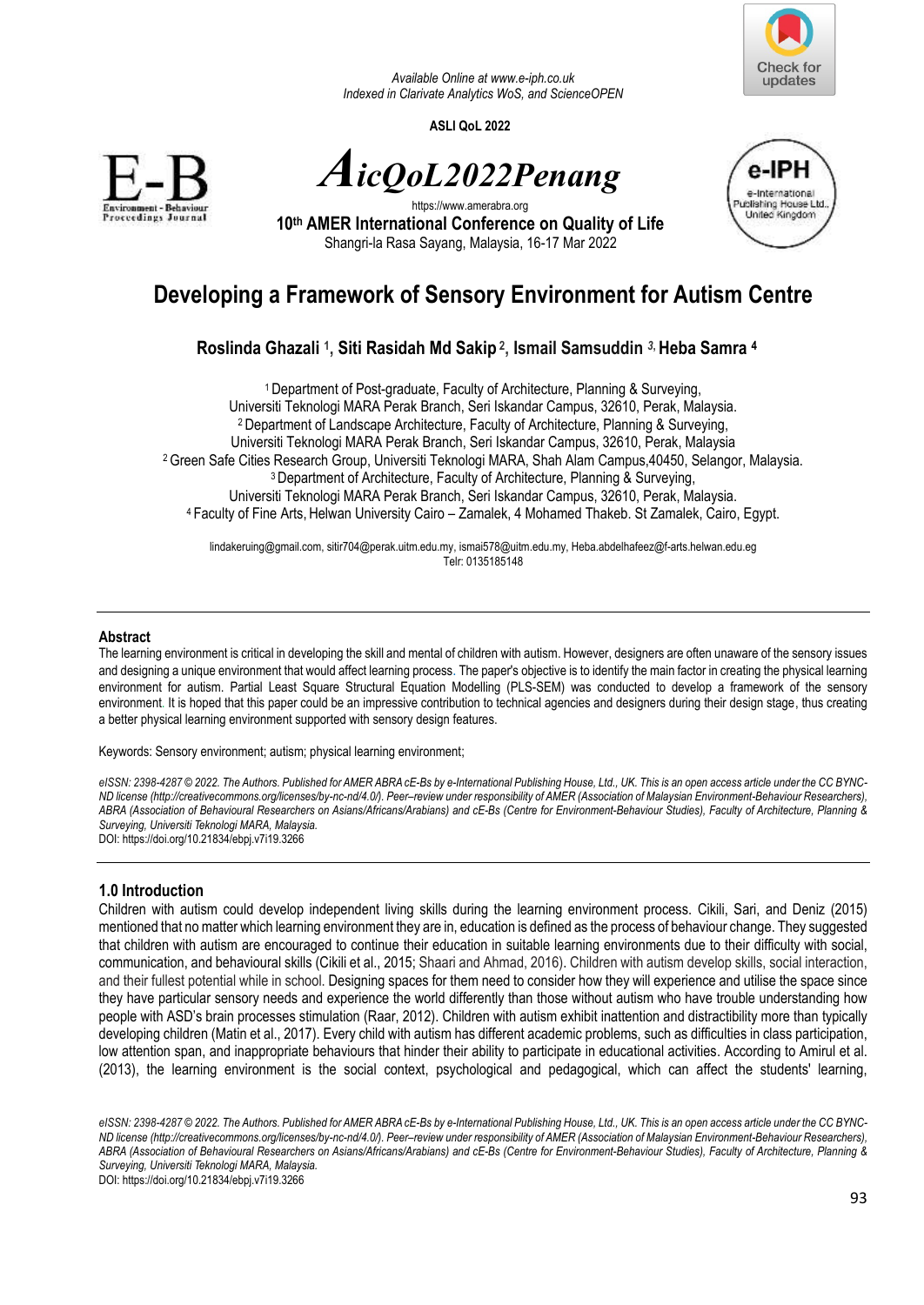Available Online at www.e-iph.co.uk
Indexed in Clarivate Analytics WoS, and ScienceOPEN

**ASLI QoL 2022**

# *AicQoL2022Penang*

https://www.amerabra.org

**10th AMER International Conference on Quality of Life**
Shangri-la Rasa Sayang, Malaysia, 16-17 Mar 2022

# Developing a Framework of Sensory Environment for Autism Centre

**Roslinda Ghazali [1], Siti Rasidah Md Sakip [2], Ismail Samsuddin [3], Heba Samra [4]**

[1] Department of Post-graduate, Faculty of Architecture, Planning & Surveying, Universiti Teknologi MARA Perak Branch, Seri Iskandar Campus, 32610, Perak, Malaysia.
[2] Department of Landscape Architecture, Faculty of Architecture, Planning & Surveying, Universiti Teknologi MARA Perak Branch, Seri Iskandar Campus, 32610, Perak, Malaysia
[2] Green Safe Cities Research Group, Universiti Teknologi MARA, Shah Alam Campus,40450, Selangor, Malaysia.
[3] Department of Architecture, Faculty of Architecture, Planning & Surveying, Universiti Teknologi MARA Perak Branch, Seri Iskandar Campus, 32610, Perak, Malaysia.
[4] Faculty of Fine Arts, Helwan University Cairo – Zamalek, 4 Mohamed Thakeb. St Zamalek, Cairo, Egypt.

lindakeruing@gmail.com, sitir704@perak.uitm.edu.my, ismai578@uitm.edu.my, Heba.abdelhafeez@f-arts.helwan.edu.eg
Telr: 0135185148

## Abstract

The learning environment is critical in developing the skill and mental of children with autism. However, designers are often unaware of the sensory issues and designing a unique environment that would affect learning process. The paper's objective is to identify the main factor in creating the physical learning environment for autism. Partial Least Square Structural Equation Modelling (PLS-SEM) was conducted to develop a framework of the sensory environment. It is hoped that this paper could be an impressive contribution to technical agencies and designers during their design stage, thus creating a better physical learning environment supported with sensory design features.

Keywords: Sensory environment; autism; physical learning environment;

*eISSN: 2398-4287 © 2022. The Authors. Published for AMER ABRA cE-Bs by e-International Publishing House, Ltd., UK. This is an open access article under the CC BYNC-ND license (http://creativecommons.org/licenses/by-nc-nd/4.0/). Peer–review under responsibility of AMER (Association of Malaysian Environment-Behaviour Researchers), ABRA (Association of Behavioural Researchers on Asians/Africans/Arabians) and cE-Bs (Centre for Environment-Behaviour Studies), Faculty of Architecture, Planning & Surveying, Universiti Teknologi MARA, Malaysia.*
DOI: https://doi.org/10.21834/ebpj.v7i19.3266

## 1.0 Introduction

Children with autism could develop independent living skills during the learning environment process. Cikili, Sari, and Deniz (2015) mentioned that no matter which learning environment they are in, education is defined as the process of behaviour change. They suggested that children with autism are encouraged to continue their education in suitable learning environments due to their difficulty with social, communication, and behavioural skills (Cikili et al., 2015; Shaari and Ahmad, 2016). Children with autism develop skills, social interaction, and their fullest potential while in school. Designing spaces for them need to consider how they will experience and utilise the space since they have particular sensory needs and experience the world differently than those without autism who have trouble understanding how people with ASD's brain processes stimulation (Raar, 2012). Children with autism exhibit inattention and distractibility more than typically developing children (Matin et al., 2017). Every child with autism has different academic problems, such as difficulties in class participation, low attention span, and inappropriate behaviours that hinder their ability to participate in educational activities. According to Amirul et al. (2013), the learning environment is the social context, psychological and pedagogical, which can affect the students' learning,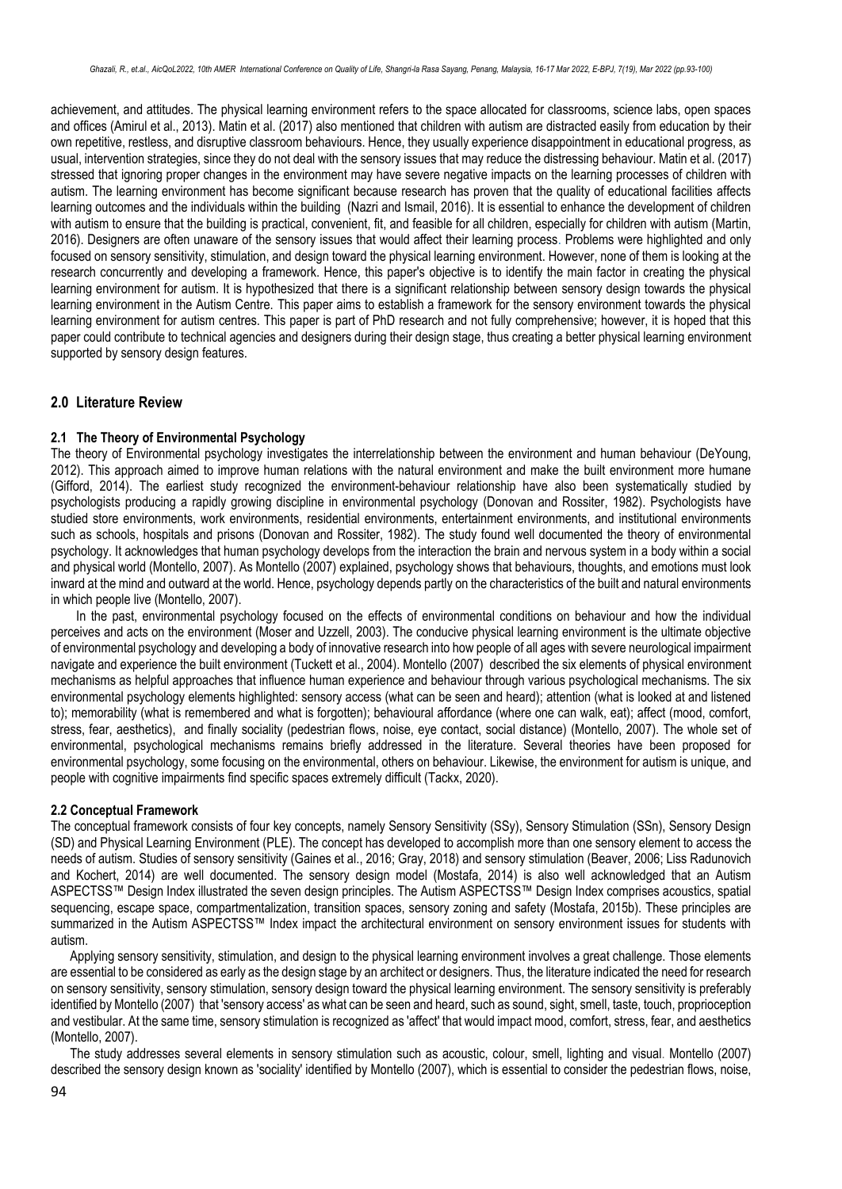achievement, and attitudes. The physical learning environment refers to the space allocated for classrooms, science labs, open spaces and offices (Amirul et al., 2013). Matin et al. (2017) also mentioned that children with autism are distracted easily from education by their own repetitive, restless, and disruptive classroom behaviours. Hence, they usually experience disappointment in educational progress, as usual, intervention strategies, since they do not deal with the sensory issues that may reduce the distressing behaviour. Matin et al. (2017) stressed that ignoring proper changes in the environment may have severe negative impacts on the learning processes of children with autism. The learning environment has become significant because research has proven that the quality of educational facilities affects learning outcomes and the individuals within the building (Nazri and Ismail, 2016). It is essential to enhance the development of children with autism to ensure that the building is practical, convenient, fit, and feasible for all children, especially for children with autism (Martin, 2016). Designers are often unaware of the sensory issues that would affect their learning process. Problems were highlighted and only focused on sensory sensitivity, stimulation, and design toward the physical learning environment. However, none of them is looking at the research concurrently and developing a framework. Hence, this paper's objective is to identify the main factor in creating the physical learning environment for autism. It is hypothesized that there is a significant relationship between sensory design towards the physical learning environment in the Autism Centre. This paper aims to establish a framework for the sensory environment towards the physical learning environment for autism centres. This paper is part of PhD research and not fully comprehensive; however, it is hoped that this paper could contribute to technical agencies and designers during their design stage, thus creating a better physical learning environment supported by sensory design features.

## 2.0 Literature Review

### 2.1 The Theory of Environmental Psychology

The theory of Environmental psychology investigates the interrelationship between the environment and human behaviour (DeYoung, 2012). This approach aimed to improve human relations with the natural environment and make the built environment more humane (Gifford, 2014). The earliest study recognized the environment-behaviour relationship have also been systematically studied by psychologists producing a rapidly growing discipline in environmental psychology (Donovan and Rossiter, 1982). Psychologists have studied store environments, work environments, residential environments, entertainment environments, and institutional environments such as schools, hospitals and prisons (Donovan and Rossiter, 1982). The study found well documented the theory of environmental psychology. It acknowledges that human psychology develops from the interaction the brain and nervous system in a body within a social and physical world (Montello, 2007). As Montello (2007) explained, psychology shows that behaviours, thoughts, and emotions must look inward at the mind and outward at the world. Hence, psychology depends partly on the characteristics of the built and natural environments in which people live (Montello, 2007).

In the past, environmental psychology focused on the effects of environmental conditions on behaviour and how the individual perceives and acts on the environment (Moser and Uzzell, 2003). The conducive physical learning environment is the ultimate objective of environmental psychology and developing a body of innovative research into how people of all ages with severe neurological impairment navigate and experience the built environment (Tuckett et al., 2004). Montello (2007) described the six elements of physical environment mechanisms as helpful approaches that influence human experience and behaviour through various psychological mechanisms. The six environmental psychology elements highlighted: sensory access (what can be seen and heard); attention (what is looked at and listened to); memorability (what is remembered and what is forgotten); behavioural affordance (where one can walk, eat); affect (mood, comfort, stress, fear, aesthetics), and finally sociality (pedestrian flows, noise, eye contact, social distance) (Montello, 2007). The whole set of environmental, psychological mechanisms remains briefly addressed in the literature. Several theories have been proposed for environmental psychology, some focusing on the environmental, others on behaviour. Likewise, the environment for autism is unique, and people with cognitive impairments find specific spaces extremely difficult (Tackx, 2020).

### 2.2 Conceptual Framework

The conceptual framework consists of four key concepts, namely Sensory Sensitivity (SSy), Sensory Stimulation (SSn), Sensory Design (SD) and Physical Learning Environment (PLE). The concept has developed to accomplish more than one sensory element to access the needs of autism. Studies of sensory sensitivity (Gaines et al., 2016; Gray, 2018) and sensory stimulation (Beaver, 2006; Liss Radunovich and Kochert, 2014) are well documented. The sensory design model (Mostafa, 2014) is also well acknowledged that an Autism ASPECTSS™ Design Index illustrated the seven design principles. The Autism ASPECTSS™ Design Index comprises acoustics, spatial sequencing, escape space, compartmentalization, transition spaces, sensory zoning and safety (Mostafa, 2015b). These principles are summarized in the Autism ASPECTSS™ Index impact the architectural environment on sensory environment issues for students with autism.

Applying sensory sensitivity, stimulation, and design to the physical learning environment involves a great challenge. Those elements are essential to be considered as early as the design stage by an architect or designers. Thus, the literature indicated the need for research on sensory sensitivity, sensory stimulation, sensory design toward the physical learning environment. The sensory sensitivity is preferably identified by Montello (2007) that 'sensory access' as what can be seen and heard, such as sound, sight, smell, taste, touch, proprioception and vestibular. At the same time, sensory stimulation is recognized as 'affect' that would impact mood, comfort, stress, fear, and aesthetics (Montello, 2007).

The study addresses several elements in sensory stimulation such as acoustic, colour, smell, lighting and visual. Montello (2007) described the sensory design known as 'sociality' identified by Montello (2007), which is essential to consider the pedestrian flows, noise,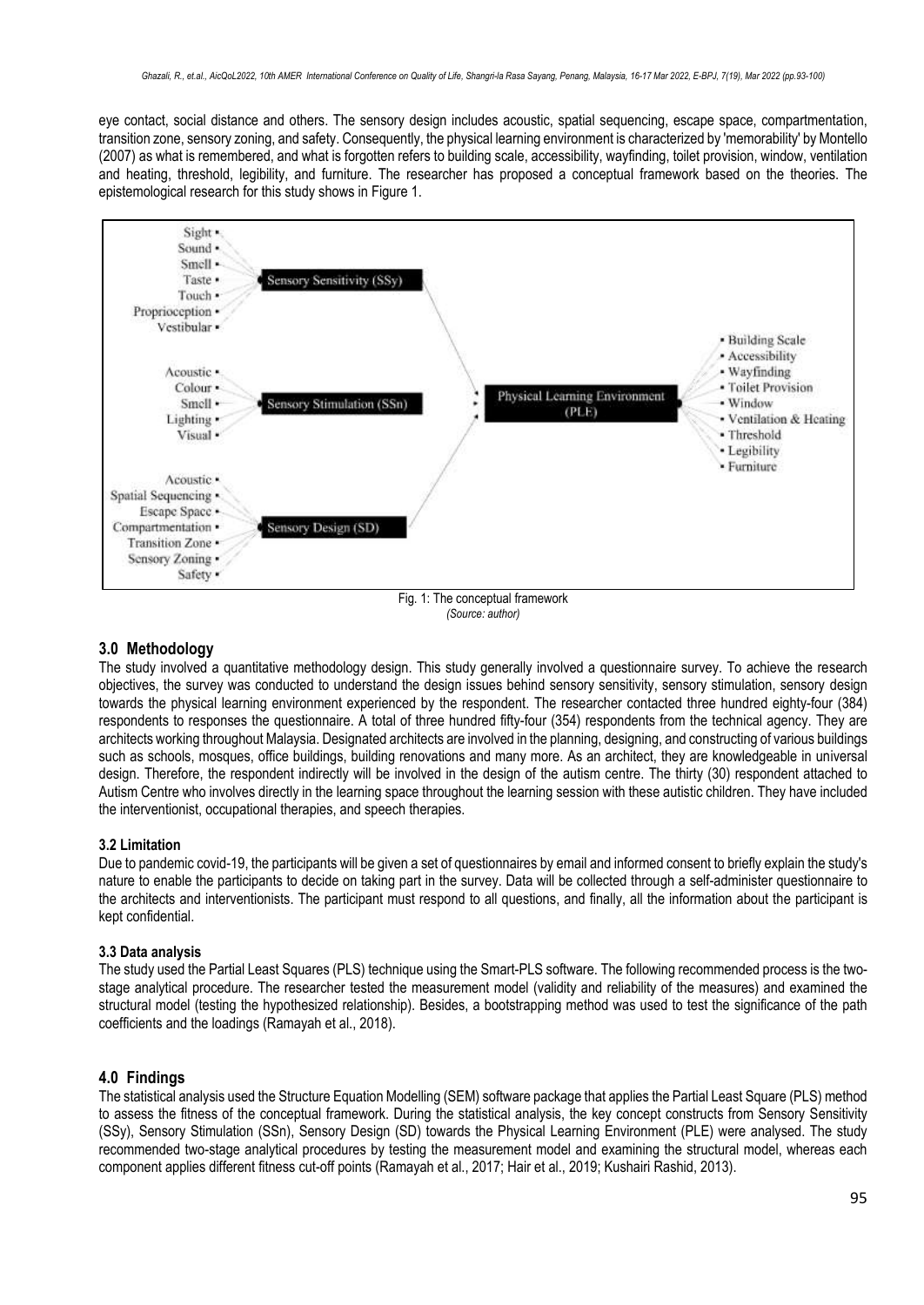eye contact, social distance and others. The sensory design includes acoustic, spatial sequencing, escape space, compartmentation, transition zone, sensory zoning, and safety. Consequently, the physical learning environment is characterized by 'memorability' by Montello (2007) as what is remembered, and what is forgotten refers to building scale, accessibility, wayfinding, toilet provision, window, ventilation and heating, threshold, legibility, and furniture. The researcher has proposed a conceptual framework based on the theories. The epistemological research for this study shows in Figure 1.

Fig. 1: The conceptual framework
*(Source: author)*

## 3.0 Methodology

The study involved a quantitative methodology design. This study generally involved a questionnaire survey. To achieve the research objectives, the survey was conducted to understand the design issues behind sensory sensitivity, sensory stimulation, sensory design towards the physical learning environment experienced by the respondent. The researcher contacted three hundred eighty-four (384) respondents to responses the questionnaire. A total of three hundred fifty-four (354) respondents from the technical agency. They are architects working throughout Malaysia. Designated architects are involved in the planning, designing, and constructing of various buildings such as schools, mosques, office buildings, building renovations and many more. As an architect, they are knowledgeable in universal design. Therefore, the respondent indirectly will be involved in the design of the autism centre. The thirty (30) respondent attached to Autism Centre who involves directly in the learning space throughout the learning session with these autistic children. They have included the interventionist, occupational therapies, and speech therapies.

### 3.2 Limitation

Due to pandemic covid-19, the participants will be given a set of questionnaires by email and informed consent to briefly explain the study's nature to enable the participants to decide on taking part in the survey. Data will be collected through a self-administer questionnaire to the architects and interventionists. The participant must respond to all questions, and finally, all the information about the participant is kept confidential.

### 3.3 Data analysis

The study used the Partial Least Squares (PLS) technique using the Smart-PLS software. The following recommended process is the two-stage analytical procedure. The researcher tested the measurement model (validity and reliability of the measures) and examined the structural model (testing the hypothesized relationship). Besides, a bootstrapping method was used to test the significance of the path coefficients and the loadings (Ramayah et al., 2018).

## 4.0 Findings

The statistical analysis used the Structure Equation Modelling (SEM) software package that applies the Partial Least Square (PLS) method to assess the fitness of the conceptual framework. During the statistical analysis, the key concept constructs from Sensory Sensitivity (SSy), Sensory Stimulation (SSn), Sensory Design (SD) towards the Physical Learning Environment (PLE) were analysed. The study recommended two-stage analytical procedures by testing the measurement model and examining the structural model, whereas each component applies different fitness cut-off points (Ramayah et al., 2017; Hair et al., 2019; Kushairi Rashid, 2013).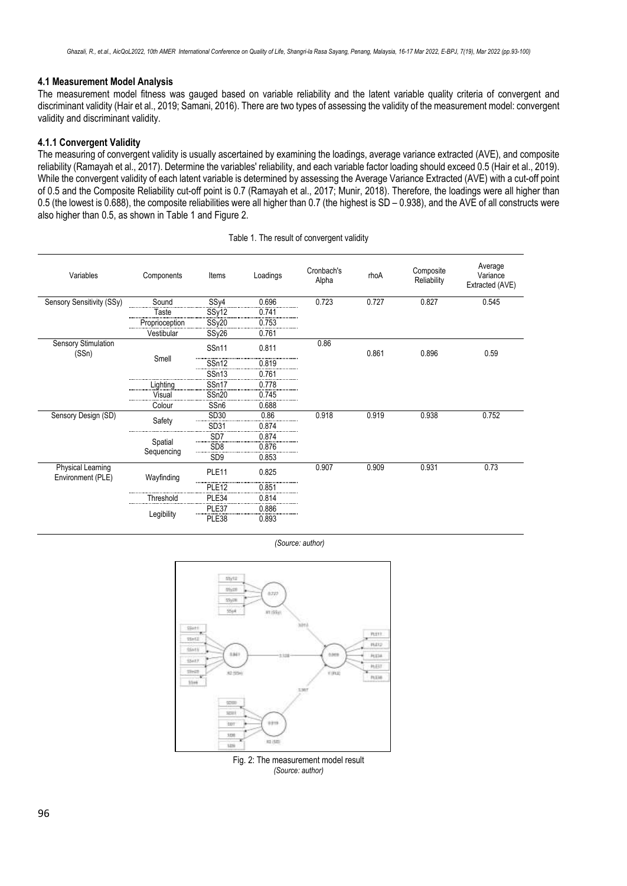### 4.1 Measurement Model Analysis

The measurement model fitness was gauged based on variable reliability and the latent variable quality criteria of convergent and discriminant validity (Hair et al., 2019; Samani, 2016). There are two types of assessing the validity of the measurement model: convergent validity and discriminant validity.

#### 4.1.1 Convergent Validity

The measuring of convergent validity is usually ascertained by examining the loadings, average variance extracted (AVE), and composite reliability (Ramayah et al., 2017). Determine the variables' reliability, and each variable factor loading should exceed 0.5 (Hair et al., 2019). While the convergent validity of each latent variable is determined by assessing the Average Variance Extracted (AVE) with a cut-off point of 0.5 and the Composite Reliability cut-off point is 0.7 (Ramayah et al., 2017; Munir, 2018). Therefore, the loadings were all higher than 0.5 (the lowest is 0.688), the composite reliabilities were all higher than 0.7 (the highest is SD – 0.938), and the AVE of all constructs were also higher than 0.5, as shown in Table 1 and Figure 2.

Table 1. The result of convergent validity

| Variables | Components | Items | Loadings | Cronbach's Alpha | rhoA | Composite Reliability | Average Variance Extracted (AVE) |
|---|---|---|---|---|---|---|---|
| Sensory Sensitivity (SSy) | Sound | SSy4 | 0.696 | 0.723 | 0.727 | 0.827 | 0.545 |
| | Taste | SSy12 | 0.741 | | | | |
| | Proprioception | SSy20 | 0.753 | | | | |
| | Vestibular | SSy26 | 0.761 | | | | |
| Sensory Stimulation (SSn) | Smell | SSn11 | 0.811 | 0.86 | 0.861 | 0.896 | 0.59 |
| | | SSn12 | 0.819 | | | | |
| | | SSn13 | 0.761 | | | | |
| | Lighting | SSn17 | 0.778 | | | | |
| | Visual | SSn20 | 0.745 | | | | |
| | Colour | SSn6 | 0.688 | | | | |
| Sensory Design (SD) | Safety | SD30 | 0.86 | 0.918 | 0.919 | 0.938 | 0.752 |
| | | SD31 | 0.874 | | | | |
| | Spatial Sequencing | SD7 | 0.874 | | | | |
| | | SD8 | 0.876 | | | | |
| | | SD9 | 0.853 | | | | |
| Physical Learning Environment (PLE) | Wayfinding | PLE11 | 0.825 | 0.907 | 0.909 | 0.931 | 0.73 |
| | | PLE12 | 0.851 | | | | |
| | Threshold | PLE34 | 0.814 | | | | |
| | Legibility | PLE37 | 0.886 | | | | |
| | | PLE38 | 0.893 | | | | |

*(Source: author)*

Fig. 2: The measurement model result
*(Source: author)*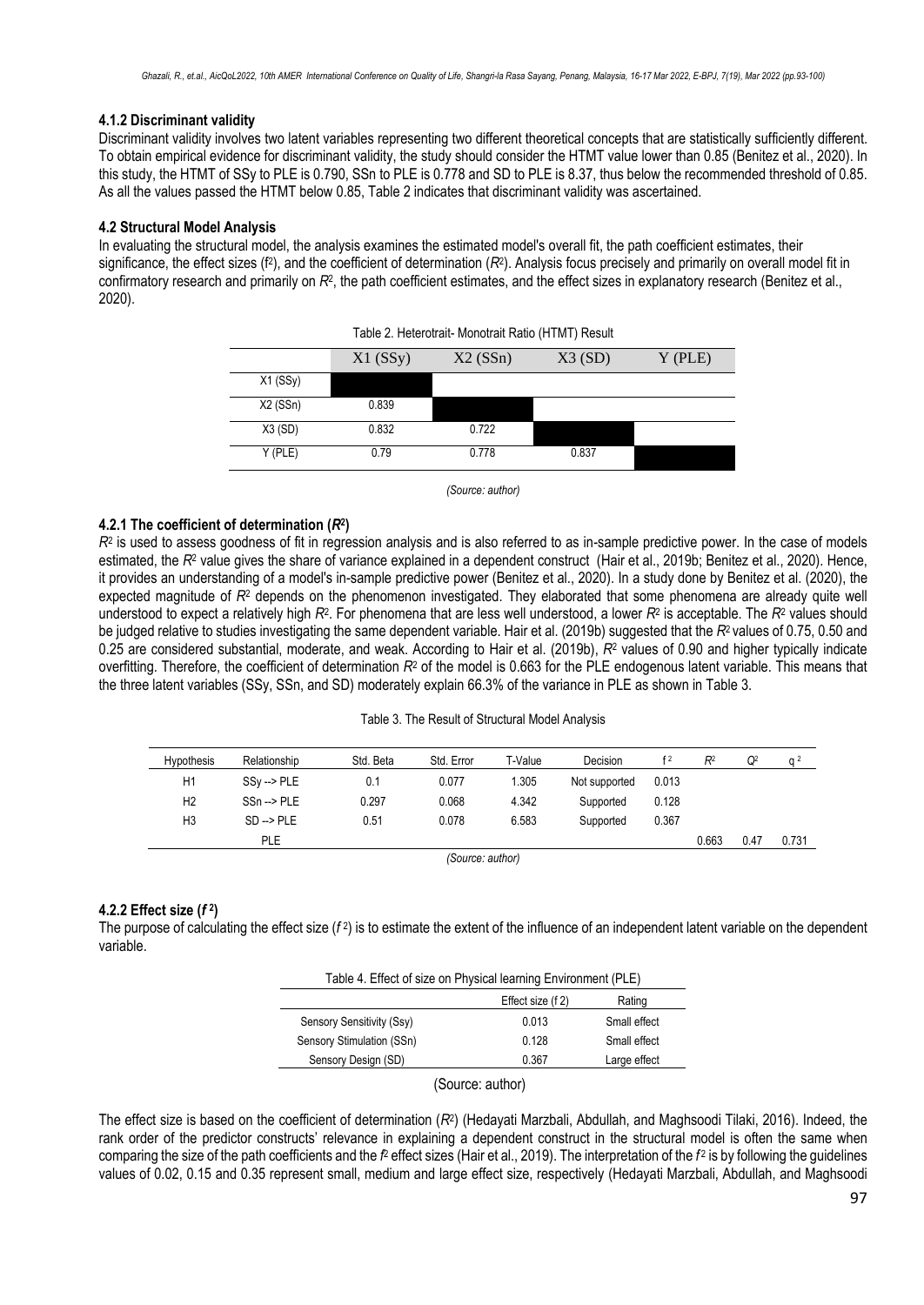#### 4.1.2 Discriminant validity

Discriminant validity involves two latent variables representing two different theoretical concepts that are statistically sufficiently different. To obtain empirical evidence for discriminant validity, the study should consider the HTMT value lower than 0.85 (Benitez et al., 2020). In this study, the HTMT of SSy to PLE is 0.790, SSn to PLE is 0.778 and SD to PLE is 8.37, thus below the recommended threshold of 0.85. As all the values passed the HTMT below 0.85, Table 2 indicates that discriminant validity was ascertained.

### 4.2 Structural Model Analysis

In evaluating the structural model, the analysis examines the estimated model's overall fit, the path coefficient estimates, their significance, the effect sizes ($f^2$), and the coefficient of determination ($R^2$). Analysis focus precisely and primarily on overall model fit in confirmatory research and primarily on $R^2$, the path coefficient estimates, and the effect sizes in explanatory research (Benitez et al., 2020).

Table 2. Heterotrait- Monotrait Ratio (HTMT) Result

| | X1 (SSy) | X2 (SSn) | X3 (SD) | Y (PLE) |
|---|---|---|---|---|
| X1 (SSy) | | | | |
| X2 (SSn) | 0.839 | | | |
| X3 (SD) | 0.832 | 0.722 | | |
| Y (PLE) | 0.79 | 0.778 | 0.837 | |

*(Source: author)*

#### 4.2.1 The coefficient of determination ($R^2$)

$R^2$ is used to assess goodness of fit in regression analysis and is also referred to as in-sample predictive power. In the case of models estimated, the $R^2$ value gives the share of variance explained in a dependent construct (Hair et al., 2019b; Benitez et al., 2020). Hence, it provides an understanding of a model's in-sample predictive power (Benitez et al., 2020). In a study done by Benitez et al. (2020), the expected magnitude of $R^2$ depends on the phenomenon investigated. They elaborated that some phenomena are already quite well understood to expect a relatively high $R^2$. For phenomena that are less well understood, a lower $R^2$ is acceptable. The $R^2$ values should be judged relative to studies investigating the same dependent variable. Hair et al. (2019b) suggested that the $R^2$ values of 0.75, 0.50 and 0.25 are considered substantial, moderate, and weak. According to Hair et al. (2019b), $R^2$ values of 0.90 and higher typically indicate overfitting. Therefore, the coefficient of determination $R^2$ of the model is 0.663 for the PLE endogenous latent variable. This means that the three latent variables (SSy, SSn, and SD) moderately explain 66.3% of the variance in PLE as shown in Table 3.

Table 3. The Result of Structural Model Analysis

| Hypothesis | Relationship | Std. Beta | Std. Error | T-Value | Decision | $f^2$ | $R^2$ | $Q^2$ | $q^2$ |
|---|---|---|---|---|---|---|---|---|---|
| H1 | SSy --> PLE | 0.1 | 0.077 | 1.305 | Not supported | 0.013 | | | |
| H2 | SSn --> PLE | 0.297 | 0.068 | 4.342 | Supported | 0.128 | | | |
| H3 | SD --> PLE | 0.51 | 0.078 | 6.583 | Supported | 0.367 | | | |
| | PLE | | | | | | 0.663 | 0.47 | 0.731 |

*(Source: author)*

#### 4.2.2 Effect size ($f^2$)

The purpose of calculating the effect size ($f^2$) is to estimate the extent of the influence of an independent latent variable on the dependent variable.

Table 4. Effect of size on Physical learning Environment (PLE)

| | Effect size (f 2) | Rating |
|---|---|---|
| Sensory Sensitivity (Ssy) | 0.013 | Small effect |
| Sensory Stimulation (SSn) | 0.128 | Small effect |
| Sensory Design (SD) | 0.367 | Large effect |

(Source: author)

The effect size is based on the coefficient of determination ($R^2$) (Hedayati Marzbali, Abdullah, and Maghsoodi Tilaki, 2016). Indeed, the rank order of the predictor constructs' relevance in explaining a dependent construct in the structural model is often the same when comparing the size of the path coefficients and the $f^2$ effect sizes (Hair et al., 2019). The interpretation of the $f^2$ is by following the guidelines values of 0.02, 0.15 and 0.35 represent small, medium and large effect size, respectively (Hedayati Marzbali, Abdullah, and Maghsoodi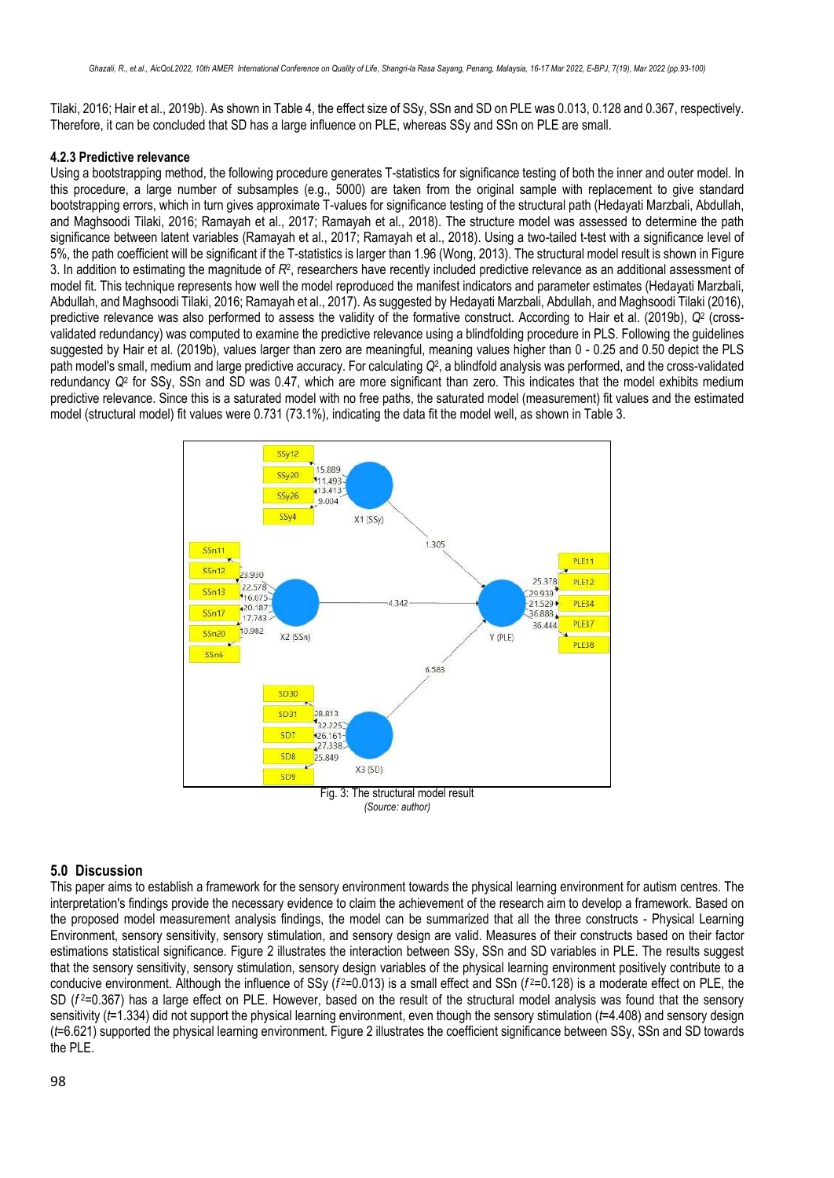Tilaki, 2016; Hair et al., 2019b). As shown in Table 4, the effect size of SSy, SSn and SD on PLE was 0.013, 0.128 and 0.367, respectively. Therefore, it can be concluded that SD has a large influence on PLE, whereas SSy and SSn on PLE are small.

### 4.2.3 Predictive relevance

Using a bootstrapping method, the following procedure generates T-statistics for significance testing of both the inner and outer model. In this procedure, a large number of subsamples (e.g., 5000) are taken from the original sample with replacement to give standard bootstrapping errors, which in turn gives approximate T-values for significance testing of the structural path (Hedayati Marzbali, Abdullah, and Maghsoodi Tilaki, 2016; Ramayah et al., 2017; Ramayah et al., 2018). The structure model was assessed to determine the path significance between latent variables (Ramayah et al., 2017; Ramayah et al., 2018). Using a two-tailed t-test with a significance level of 5%, the path coefficient will be significant if the T-statistics is larger than 1.96 (Wong, 2013). The structural model result is shown in Figure 3. In addition to estimating the magnitude of $R^2$, researchers have recently included predictive relevance as an additional assessment of model fit. This technique represents how well the model reproduced the manifest indicators and parameter estimates (Hedayati Marzbali, Abdullah, and Maghsoodi Tilaki, 2016; Ramayah et al., 2017). As suggested by Hedayati Marzbali, Abdullah, and Maghsoodi Tilaki (2016), predictive relevance was also performed to assess the validity of the formative construct. According to Hair et al. (2019b), $Q^2$ (cross-validated redundancy) was computed to examine the predictive relevance using a blindfolding procedure in PLS. Following the guidelines suggested by Hair et al. (2019b), values larger than zero are meaningful, meaning values higher than 0 - 0.25 and 0.50 depict the PLS path model's small, medium and large predictive accuracy. For calculating $Q^2$, a blindfold analysis was performed, and the cross-validated redundancy $Q^2$ for SSy, SSn and SD was 0.47, which are more significant than zero. This indicates that the model exhibits medium predictive relevance. Since this is a saturated model with no free paths, the saturated model (measurement) fit values and the estimated model (structural model) fit values were 0.731 (73.1%), indicating the data fit the model well, as shown in Table 3.

Fig. 3: The structural model result
*(Source: author)*

## 5.0 Discussion

This paper aims to establish a framework for the sensory environment towards the physical learning environment for autism centres. The interpretation's findings provide the necessary evidence to claim the achievement of the research aim to develop a framework. Based on the proposed model measurement analysis findings, the model can be summarized that all the three constructs - Physical Learning Environment, sensory sensitivity, sensory stimulation, and sensory design are valid. Measures of their constructs based on their factor estimations statistical significance. Figure 2 illustrates the interaction between SSy, SSn and SD variables in PLE. The results suggest that the sensory sensitivity, sensory stimulation, sensory design variables of the physical learning environment positively contribute to a conducive environment. Although the influence of SSy ($f^2$=0.013) is a small effect and SSn ($f^2$=0.128) is a moderate effect on PLE, the SD ($f^2$=0.367) has a large effect on PLE. However, based on the result of the structural model analysis was found that the sensory sensitivity ($t$=1.334) did not support the physical learning environment, even though the sensory stimulation ($t$=4.408) and sensory design ($t$=6.621) supported the physical learning environment. Figure 2 illustrates the coefficient significance between SSy, SSn and SD towards the PLE.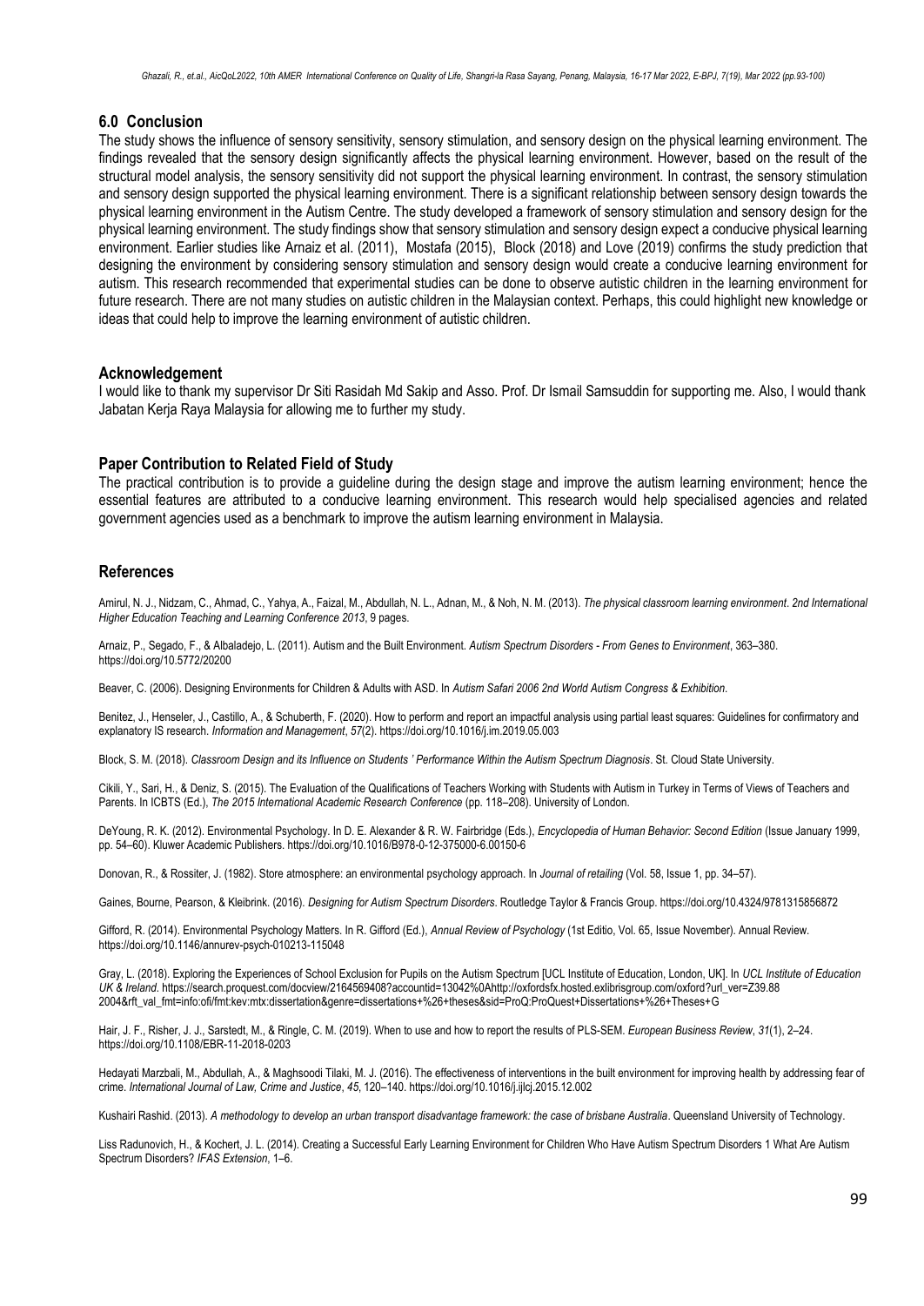## 6.0 Conclusion

The study shows the influence of sensory sensitivity, sensory stimulation, and sensory design on the physical learning environment. The findings revealed that the sensory design significantly affects the physical learning environment. However, based on the result of the structural model analysis, the sensory sensitivity did not support the physical learning environment. In contrast, the sensory stimulation and sensory design supported the physical learning environment. There is a significant relationship between sensory design towards the physical learning environment in the Autism Centre. The study developed a framework of sensory stimulation and sensory design for the physical learning environment. The study findings show that sensory stimulation and sensory design expect a conducive physical learning environment. Earlier studies like Arnaiz et al. (2011), Mostafa (2015), Block (2018) and Love (2019) confirms the study prediction that designing the environment by considering sensory stimulation and sensory design would create a conducive learning environment for autism. This research recommended that experimental studies can be done to observe autistic children in the learning environment for future research. There are not many studies on autistic children in the Malaysian context. Perhaps, this could highlight new knowledge or ideas that could help to improve the learning environment of autistic children.

## Acknowledgement

I would like to thank my supervisor Dr Siti Rasidah Md Sakip and Asso. Prof. Dr Ismail Samsuddin for supporting me. Also, I would thank Jabatan Kerja Raya Malaysia for allowing me to further my study.

## Paper Contribution to Related Field of Study

The practical contribution is to provide a guideline during the design stage and improve the autism learning environment; hence the essential features are attributed to a conducive learning environment. This research would help specialised agencies and related government agencies used as a benchmark to improve the autism learning environment in Malaysia.

## References

Amirul, N. J., Nidzam, C., Ahmad, C., Yahya, A., Faizal, M., Abdullah, N. L., Adnan, M., & Noh, N. M. (2013). *The physical classroom learning environment*. *2nd International Higher Education Teaching and Learning Conference 2013*, 9 pages.

Arnaiz, P., Segado, F., & Albaladejo, L. (2011). Autism and the Built Environment. *Autism Spectrum Disorders - From Genes to Environment*, 363–380. https://doi.org/10.5772/20200

Beaver, C. (2006). Designing Environments for Children & Adults with ASD. In *Autism Safari 2006 2nd World Autism Congress & Exhibition*.

Benitez, J., Henseler, J., Castillo, A., & Schuberth, F. (2020). How to perform and report an impactful analysis using partial least squares: Guidelines for confirmatory and explanatory IS research. *Information and Management*, *57*(2). https://doi.org/10.1016/j.im.2019.05.003

Block, S. M. (2018). *Classroom Design and its Influence on Students ' Performance Within the Autism Spectrum Diagnosis*. St. Cloud State University.

Cikili, Y., Sari, H., & Deniz, S. (2015). The Evaluation of the Qualifications of Teachers Working with Students with Autism in Turkey in Terms of Views of Teachers and Parents. In ICBTS (Ed.), *The 2015 International Academic Research Conference* (pp. 118–208). University of London.

DeYoung, R. K. (2012). Environmental Psychology. In D. E. Alexander & R. W. Fairbridge (Eds.), *Encyclopedia of Human Behavior: Second Edition* (Issue January 1999, pp. 54–60). Kluwer Academic Publishers. https://doi.org/10.1016/B978-0-12-375000-6.00150-6

Donovan, R., & Rossiter, J. (1982). Store atmosphere: an environmental psychology approach. In *Journal of retailing* (Vol. 58, Issue 1, pp. 34–57).

Gaines, Bourne, Pearson, & Kleibrink. (2016). *Designing for Autism Spectrum Disorders*. Routledge Taylor & Francis Group. https://doi.org/10.4324/9781315856872

Gifford, R. (2014). Environmental Psychology Matters. In R. Gifford (Ed.), *Annual Review of Psychology* (1st Editio, Vol. 65, Issue November). Annual Review. https://doi.org/10.1146/annurev-psych-010213-115048

Gray, L. (2018). Exploring the Experiences of School Exclusion for Pupils on the Autism Spectrum [UCL Institute of Education, London, UK]. In *UCL Institute of Education UK & Ireland*. https://search.proquest.com/docview/2164569408?accountid=13042%0Ahttp://oxfordsfx.hosted.exlibrisgroup.com/oxford?url_ver=Z39.88 2004&rft_val_fmt=info:ofi/fmt:kev:mtx:dissertation&genre=dissertations+%26+theses&sid=ProQ:ProQuest+Dissertations+%26+Theses+G

Hair, J. F., Risher, J. J., Sarstedt, M., & Ringle, C. M. (2019). When to use and how to report the results of PLS-SEM. *European Business Review*, *31*(1), 2–24. https://doi.org/10.1108/EBR-11-2018-0203

Hedayati Marzbali, M., Abdullah, A., & Maghsoodi Tilaki, M. J. (2016). The effectiveness of interventions in the built environment for improving health by addressing fear of crime. *International Journal of Law, Crime and Justice*, *45*, 120–140. https://doi.org/10.1016/j.ijlcj.2015.12.002

Kushairi Rashid. (2013). *A methodology to develop an urban transport disadvantage framework: the case of brisbane Australia*. Queensland University of Technology.

Liss Radunovich, H., & Kochert, J. L. (2014). Creating a Successful Early Learning Environment for Children Who Have Autism Spectrum Disorders 1 What Are Autism Spectrum Disorders? *IFAS Extension*, 1–6.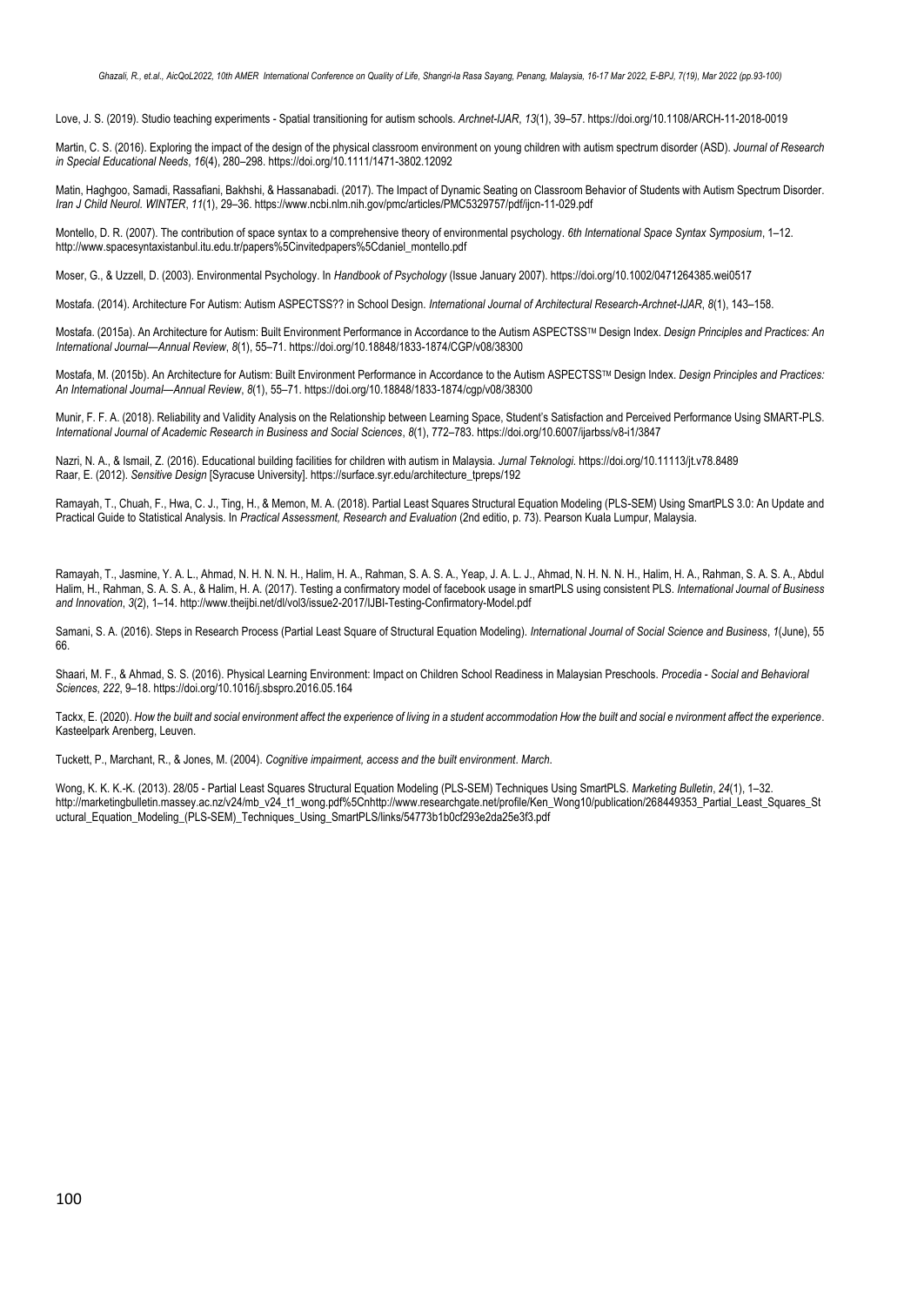Love, J. S. (2019). Studio teaching experiments - Spatial transitioning for autism schools. *Archnet-IJAR*, *13*(1), 39–57. https://doi.org/10.1108/ARCH-11-2018-0019

Martin, C. S. (2016). Exploring the impact of the design of the physical classroom environment on young children with autism spectrum disorder (ASD). *Journal of Research in Special Educational Needs*, *16*(4), 280–298. https://doi.org/10.1111/1471-3802.12092

Matin, Haghgoo, Samadi, Rassafiani, Bakhshi, & Hassanabadi. (2017). The Impact of Dynamic Seating on Classroom Behavior of Students with Autism Spectrum Disorder. *Iran J Child Neurol. WINTER*, *11*(1), 29–36. https://www.ncbi.nlm.nih.gov/pmc/articles/PMC5329757/pdf/ijcn-11-029.pdf

Montello, D. R. (2007). The contribution of space syntax to a comprehensive theory of environmental psychology. *6th International Space Syntax Symposium*, 1–12. http://www.spacesyntaxistanbul.itu.edu.tr/papers%5Cinvitedpapers%5Cdaniel_montello.pdf

Moser, G., & Uzzell, D. (2003). Environmental Psychology. In *Handbook of Psychology* (Issue January 2007). https://doi.org/10.1002/0471264385.wei0517

Mostafa. (2014). Architecture For Autism: Autism ASPECTSS?? in School Design. *International Journal of Architectural Research-Archnet-IJAR*, *8*(1), 143–158.

Mostafa. (2015a). An Architecture for Autism: Built Environment Performance in Accordance to the Autism ASPECTSS™ Design Index. *Design Principles and Practices: An International Journal—Annual Review*, *8*(1), 55–71. https://doi.org/10.18848/1833-1874/CGP/v08/38300

Mostafa, M. (2015b). An Architecture for Autism: Built Environment Performance in Accordance to the Autism ASPECTSS™ Design Index. *Design Principles and Practices: An International Journal—Annual Review*, *8*(1), 55–71. https://doi.org/10.18848/1833-1874/cgp/v08/38300

Munir, F. F. A. (2018). Reliability and Validity Analysis on the Relationship between Learning Space, Student's Satisfaction and Perceived Performance Using SMART-PLS. *International Journal of Academic Research in Business and Social Sciences*, *8*(1), 772–783. https://doi.org/10.6007/ijarbss/v8-i1/3847

Nazri, N. A., & Ismail, Z. (2016). Educational building facilities for children with autism in Malaysia. *Jurnal Teknologi*. https://doi.org/10.11113/jt.v78.8489
Raar, E. (2012). *Sensitive Design* [Syracuse University]. https://surface.syr.edu/architecture_tpreps/192

Ramayah, T., Chuah, F., Hwa, C. J., Ting, H., & Memon, M. A. (2018). Partial Least Squares Structural Equation Modeling (PLS-SEM) Using SmartPLS 3.0: An Update and Practical Guide to Statistical Analysis. In *Practical Assessment, Research and Evaluation* (2nd editio, p. 73). Pearson Kuala Lumpur, Malaysia.

Ramayah, T., Jasmine, Y. A. L., Ahmad, N. H. N. N. H., Halim, H. A., Rahman, S. A. S. A., Yeap, J. A. L. J., Ahmad, N. H. N. N. H., Halim, H. A., Rahman, S. A. S. A., Abdul Halim, H., Rahman, S. A. S. A., & Halim, H. A. (2017). Testing a confirmatory model of facebook usage in smartPLS using consistent PLS. *International Journal of Business and Innovation*, *3*(2), 1–14. http://www.theijbi.net/dl/vol3/issue2-2017/IJBI-Testing-Confirmatory-Model.pdf

Samani, S. A. (2016). Steps in Research Process (Partial Least Square of Structural Equation Modeling). *International Journal of Social Science and Business*, *1*(June), 55 66.

Shaari, M. F., & Ahmad, S. S. (2016). Physical Learning Environment: Impact on Children School Readiness in Malaysian Preschools. *Procedia - Social and Behavioral Sciences*, *222*, 9–18. https://doi.org/10.1016/j.sbspro.2016.05.164

Tackx, E. (2020). *How the built and social environment affect the experience of living in a student accommodation How the built and social e nvironment affect the experience*. Kasteelpark Arenberg, Leuven.

Tuckett, P., Marchant, R., & Jones, M. (2004). *Cognitive impairment, access and the built environment*. *March*.

Wong, K. K. K.-K. (2013). 28/05 - Partial Least Squares Structural Equation Modeling (PLS-SEM) Techniques Using SmartPLS. *Marketing Bulletin*, *24*(1), 1–32. http://marketingbulletin.massey.ac.nz/v24/mb_v24_t1_wong.pdf%5Cnhttp://www.researchgate.net/profile/Ken_Wong10/publication/268449353_Partial_Least_Squares_Stuctural_Equation_Modeling_(PLS-SEM)_Techniques_Using_SmartPLS/links/54773b1b0cf293e2da25e3f3.pdf